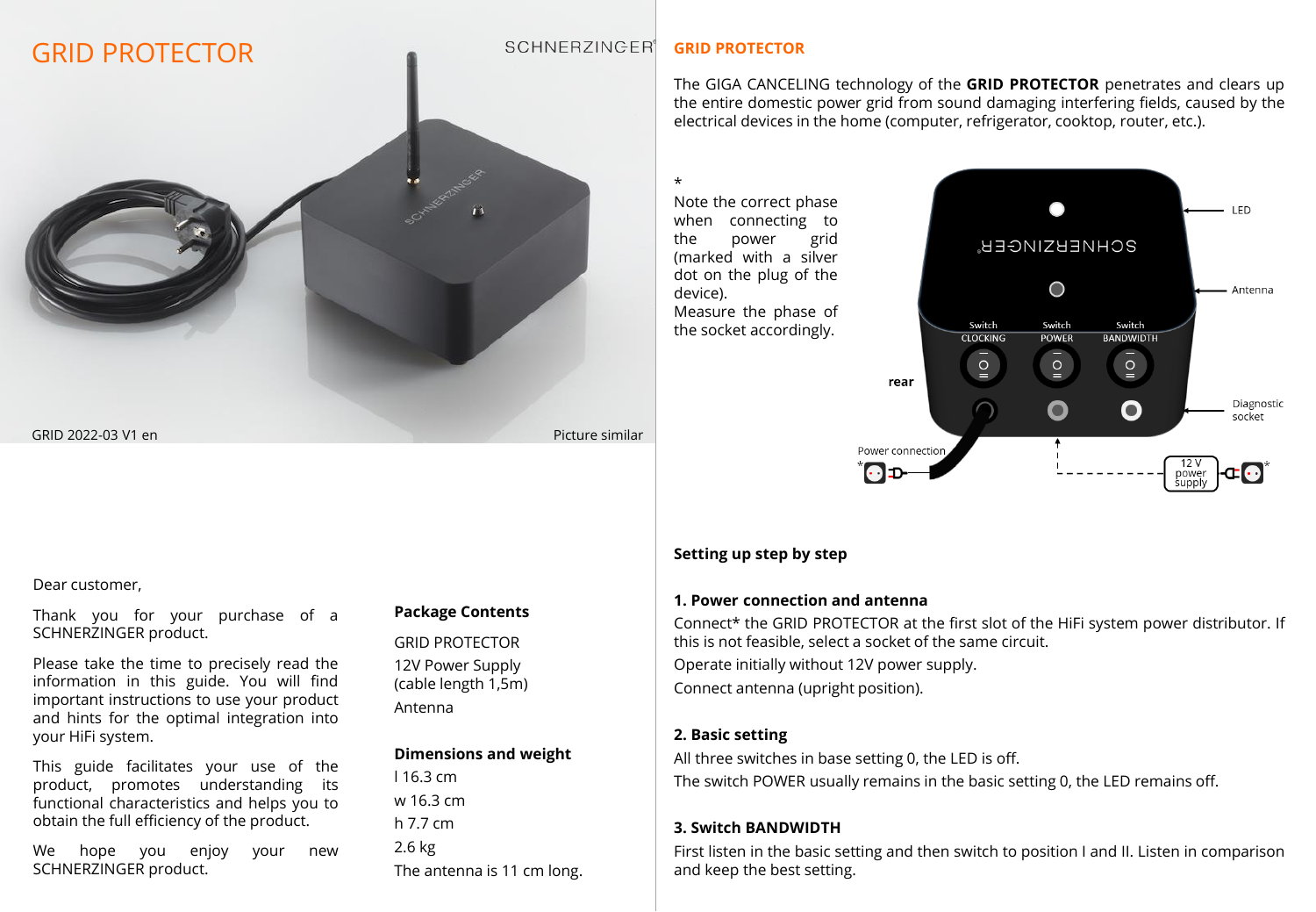# GRID PROTECTOR

SCHNERZINGER®

GRID 2022-03 V1 en

Picture similar

Dear customer,

Thank you for your purchase of a SCHNERZINGER product.

Please take the time to precisely read the information in this guide. You will find important instructions to use your product and the hints for the optimal integration into your HiFi system.

This guide facilitates your use of the product, promotes understanding its functional characteristics and helps you to obtain the full efficiency of the product.

We hope you enjoy your new SCHNERZINGER product.

## Package Contents

GRID PROTECTOR

12V Power Supply (cable length 1,5m)

Antenna

## Dimensions and weight

l 16.3 cm

w 16.3 cm

h 7.7 cm

2.6 kg

The antenna is 11 cm long.

## GRID PROTECTOR

The GIGA CANCELING technology of the **GRID PROTECTOR** penetrates and clears up the entire domestic power grid from sound damaging interfering fields, caused by the electrical devices in the home (computer, refrigerator, cooktop, router, etc.).

*

Note the correct phase when connecting to the power grid (marked with a silver dot on the plug of the device).

Measure the phase of the socket accordingly.

LED

Antenna

Switch CLOCKING

Switch POWER

Switch BANDWIDTH

rear

Diagnostic socket

Power connection *

12 V power supply *

## Setting up step by step

### 1. Power connection and antenna

Connect* the GRID PROTECTOR at the first slot of the HiFi system power distributor. If this is not feasible, select a socket of the same circuit.

Operate initially without 12V power supply.

Connect antenna (upright position).

### 2. Basic setting

All three switches in base setting 0, the LED is off.

The switch POWER usually remains in the basic setting 0, the LED remains off.

### 3. Switch BANDWIDTH

First listen in the basic setting and then switch to position I and II. Listen in comparison and keep the best setting.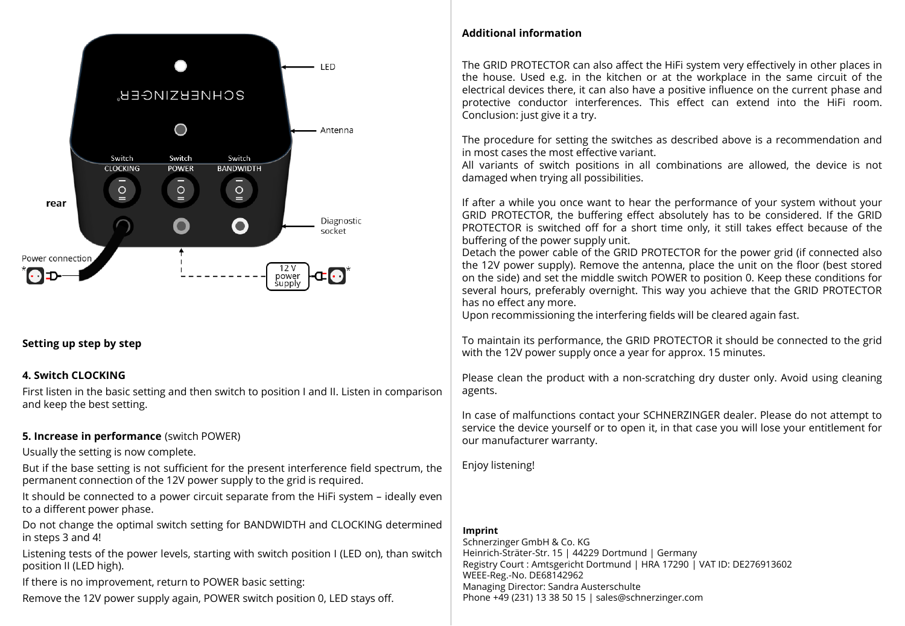LED

SCHNERZINGER

Antenna

Switch CLOCKING

Switch POWER

Switch BANDWIDTH

rear

Diagnostic socket

Power connection

12 V power supply

## Setting up step by step

### 4. Switch CLOCKING

First listen in the basic setting and then switch to position I and II. Listen in comparison and keep the best setting.

### 5. Increase in performance (switch POWER)

Usually the setting is now complete.

But if the base setting is not sufficient for the present interference field spectrum, the permanent connection of the 12V power supply to the grid is required.

It should be connected to a power circuit separate from the HiFi system – ideally even to a different power phase.

Do not change the optimal switch setting for BANDWIDTH and CLOCKING determined in steps 3 and 4!

Listening tests of the power levels, starting with switch position I (LED on), than switch position II (LED high).

If there is no improvement, return to POWER basic setting:

Remove the 12V power supply again, POWER switch position 0, LED stays off.

## Additional information

The GRID PROTECTOR can also affect the HiFi system very effectively in other places in the house. Used e.g. in the kitchen or at the workplace in the same circuit of the electrical devices there, it can also have a positive influence on the current phase and protective conductor interferences. This effect can extend into the HiFi room. Conclusion: just give it a try.

The procedure for setting the switches as described above is a recommendation and in most cases the most effective variant.
All variants of switch positions in all combinations are allowed, the device is not damaged when trying all possibilities.

If after a while you once want to hear the performance of your system without your GRID PROTECTOR, the buffering effect absolutely has to be considered. If the GRID PROTECTOR is switched off for a short time only, it still takes effect because of the buffering of the power supply unit.
Detach the power cable of the GRID PROTECTOR for the power grid (if connected also the 12V power supply). Remove the antenna, place the unit on the floor (best stored on the side) and set the middle switch POWER to position 0. Keep these conditions for several hours, preferably overnight. This way you achieve that the GRID PROTECTOR has no effect any more.
Upon recommissioning the interfering fields will be cleared again fast.

To maintain its performance, the GRID PROTECTOR it should be connected to the grid with the 12V power supply once a year for approx. 15 minutes.

Please clean the product with a non-scratching dry duster only. Avoid using cleaning agents.

In case of malfunctions contact your SCHNERZINGER dealer. Please do not attempt to service the device yourself or to open it, in that case you will lose your entitlement for our manufacturer warranty.

Enjoy listening!

**Imprint**
Schnerzinger GmbH & Co. KG
Heinrich-Sträter-Str. 15 | 44229 Dortmund | Germany
Registry Court : Amtsgericht Dortmund | HRA 17290 | VAT ID: DE276913602
WEEE-Reg.-No. DE68142962
Managing Director: Sandra Austerschulte
Phone +49 (231) 13 38 50 15 | sales@schnerzinger.com